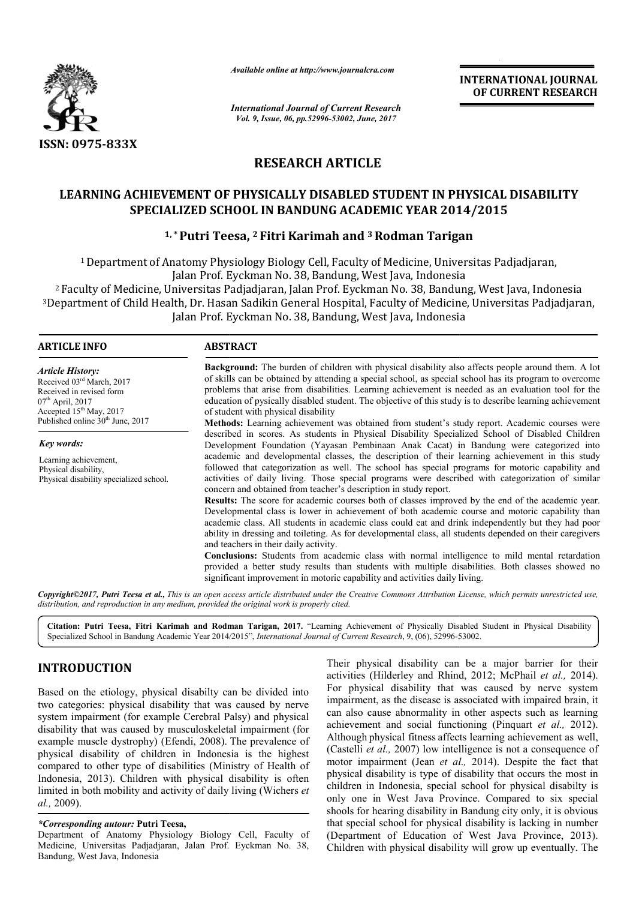*Available online at http://www.journalcra.com*

*International Journal of Current Research*
*Vol. 9, Issue, 06, pp.52996-53002, June, 2017*

**INTERNATIONAL JOURNAL OF CURRENT RESEARCH**

**ISSN: 0975-833X**

**RESEARCH ARTICLE**

# LEARNING ACHIEVEMENT OF PHYSICALLY DISABLED STUDENT IN PHYSICAL DISABILITY SPECIALIZED SCHOOL IN BANDUNG ACADEMIC YEAR 2014/2015

**[1,*] Putri Teesa, [2] Fitri Karimah and [3] Rodman Tarigan**

[1] Department of Anatomy Physiology Biology Cell, Faculty of Medicine, Universitas Padjadjaran, Jalan Prof. Eyckman No. 38, Bandung, West Java, Indonesia
[2] Faculty of Medicine, Universitas Padjadjaran, Jalan Prof. Eyckman No. 38, Bandung, West Java, Indonesia
[3] Department of Child Health, Dr. Hasan Sadikin General Hospital, Faculty of Medicine, Universitas Padjadjaran, Jalan Prof. Eyckman No. 38, Bandung, West Java, Indonesia

**ARTICLE INFO**

*Article History:*
Received 03rd March, 2017
Received in revised form 07th April, 2017
Accepted 15th May, 2017
Published online 30th June, 2017

*Key words:*
Learning achievement,
Physical disability,
Physical disability specialized school.

**ABSTRACT**

**Background:** The burden of children with physical disability also affects people around them. A lot of skills can be obtained by attending a special school, as special school has its program to overcome problems that arise from disabilities. Learning achievement is needed as an evaluation tool for the education of pysically disabled student. The objective of this study is to describe learning achievement of student with physical disability

**Methods:** Learning achievement was obtained from student's study report. Academic courses were described in scores. As students in Physical Disability Specialized School of Disabled Children Development Foundation (Yayasan Pembinaan Anak Cacat) in Bandung were categorized into academic and developmental classes, the description of their learning achievement in this study followed that categorization as well. The school has special programs for motoric capability and activities of daily living. Those special programs were described with categorization of similar concern and obtained from teacher's description in study report.

**Results:** The score for academic courses both of classes improved by the end of the academic year. Developmental class is lower in achievement of both academic course and motoric capability than academic class. All students in academic class could eat and drink independently but they had poor ability in dressing and toileting. As for developmental class, all students depended on their caregivers and teachers in their daily activity.

**Conclusions:** Students from academic class with normal intelligence to mild mental retardation provided a better study results than students with multiple disabilities. Both classes showed no significant improvement in motoric capability and activities daily living.

*Copyright©2017, Putri Teesa et al., This is an open access article distributed under the Creative Commons Attribution License, which permits unrestricted use, distribution, and reproduction in any medium, provided the original work is properly cited.*

**Citation: Putri Teesa, Fitri Karimah and Rodman Tarigan, 2017.** "Learning Achievement of Physically Disabled Student in Physical Disability Specialized School in Bandung Academic Year 2014/2015", *International Journal of Current Research*, 9, (06), 52996-53002.

## INTRODUCTION

Based on the etiology, physical disabilty can be divided into two categories: physical disability that was caused by nerve system impairment (for example Cerebral Palsy) and physical disability that was caused by musculoskeletal impairment (for example muscle dystrophy) (Efendi, 2008). The prevalence of physical disability of children in Indonesia is the highest compared to other type of disabilities (Ministry of Health of Indonesia, 2013). Children with physical disability is often limited in both mobility and activity of daily living (Wichers *et al.,* 2009).

Their physical disability can be a major barrier for their activities (Hilderley and Rhind, 2012; McPhail *et al.,* 2014). For physical disability that was caused by nerve system impairment, as the disease is associated with impaired brain, it can also cause abnormality in other aspects such as learning achievement and social functioning (Pinquart *et al.,* 2012). Although physical fitness affects learning achievement as well, (Castelli *et al.,* 2007) low intelligence is not a consequence of motor impairment (Jean *et al.,* 2014). Despite the fact that physical disability is type of disability that occurs the most in children in Indonesia, special school for physical disabilty is only one in West Java Province. Compared to six special shools for hearing disability in Bandung city only, it is obvious that special school for physical disability is lacking in number (Department of Education of West Java Province, 2013). Children with physical disability will grow up eventually. The

**\*Corresponding autour: Putri Teesa,**
Department of Anatomy Physiology Biology Cell, Faculty of Medicine, Universitas Padjadjaran, Jalan Prof. Eyckman No. 38, Bandung, West Java, Indonesia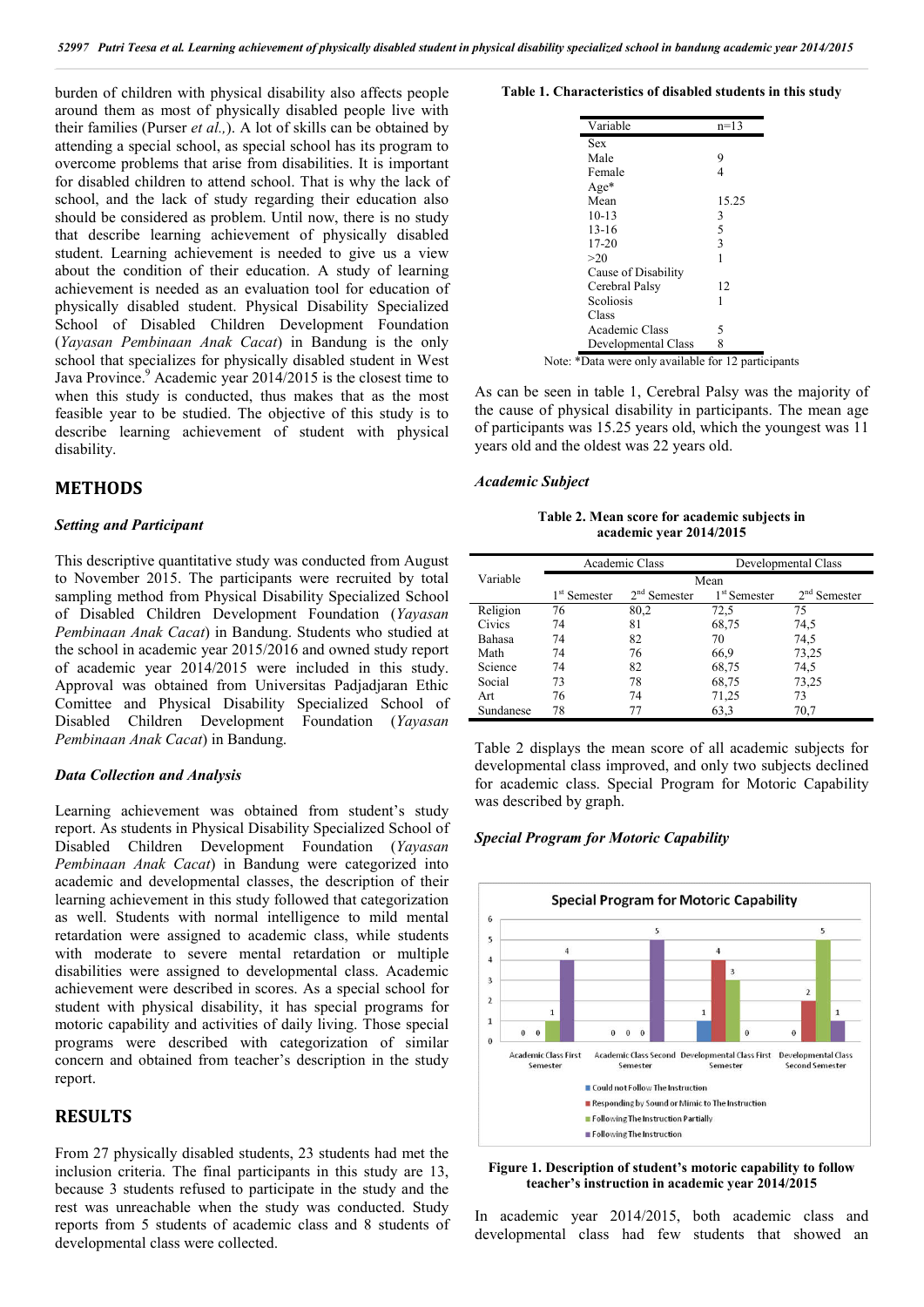burden of children with physical disability also affects people around them as most of physically disabled people live with their families (Purser *et al.,*). A lot of skills can be obtained by attending a special school, as special school has its program to overcome problems that arise from disabilities. It is important for disabled children to attend school. That is why the lack of school, and the lack of study regarding their education also should be considered as problem. Until now, there is no study that describe learning achievement of physically disabled student. Learning achievement is needed to give us a view about the condition of their education. A study of learning achievement is needed as an evaluation tool for education of physically disabled student. Physical Disability Specialized School of Disabled Children Development Foundation (*Yayasan Pembinaan Anak Cacat*) in Bandung is the only school that specializes for physically disabled student in West Java Province.[9] Academic year 2014/2015 is the closest time to when this study is conducted, thus makes that as the most feasible year to be studied. The objective of this study is to describe learning achievement of student with physical disability.

## METHODS

### *Setting and Participant*

This descriptive quantitative study was conducted from August to November 2015. The participants were recruited by total sampling method from Physical Disability Specialized School of Disabled Children Development Foundation (*Yayasan Pembinaan Anak Cacat*) in Bandung. Students who studied at the school in academic year 2015/2016 and owned study report of academic year 2014/2015 were included in this study. Approval was obtained from Universitas Padjadjaran Ethic Comittee and Physical Disability Specialized School of Disabled Children Development Foundation (*Yayasan Pembinaan Anak Cacat*) in Bandung.

### *Data Collection and Analysis*

Learning achievement was obtained from student's study report. As students in Physical Disability Specialized School of Disabled Children Development Foundation (*Yayasan Pembinaan Anak Cacat*) in Bandung were categorized into academic and developmental classes, the description of their learning achievement in this study followed that categorization as well. Students with normal intelligence to mild mental retardation were assigned to academic class, while students with moderate to severe mental retardation or multiple disabilities were assigned to developmental class. Academic achievement were described in scores. As a special school for student with physical disability, it has special programs for motoric capability and activities of daily living. Those special programs were described with categorization of similar concern and obtained from teacher's description in the study report.

## RESULTS

From 27 physically disabled students, 23 students had met the inclusion criteria. The final participants in this study are 13, because 3 students refused to participate in the study and the rest was unreachable when the study was conducted. Study reports from 5 students of academic class and 8 students of developmental class were collected.

**Table 1. Characteristics of disabled students in this study**

| Variable | n=13 |
|---|---|
| Sex | |
| Male | 9 |
| Female | 4 |
| Age* | |
| Mean | 15.25 |
| 10-13 | 3 |
| 13-16 | 5 |
| 17-20 | 3 |
| >20 | 1 |
| Cause of Disability | |
| Cerebral Palsy | 12 |
| Scoliosis | 1 |
| Class | |
| Academic Class | 5 |
| Developmental Class | 8 |

Note: *Data were only available for 12 participants

As can be seen in table 1, Cerebral Palsy was the majority of the cause of physical disability in participants. The mean age of participants was 15.25 years old, which the youngest was 11 years old and the oldest was 22 years old.

### *Academic Subject*

**Table 2. Mean score for academic subjects in academic year 2014/2015**

| Variable | Academic Class | | Developmental Class | |
|---|---|---|---|---|
| | Mean | | | |
| | 1st Semester | 2nd Semester | 1st Semester | 2nd Semester |
| Religion | 76 | 80,2 | 72,5 | 75 |
| Civics | 74 | 81 | 68,75 | 74,5 |
| Bahasa | 74 | 82 | 70 | 74,5 |
| Math | 74 | 76 | 66,9 | 73,25 |
| Science | 74 | 82 | 68,75 | 74,5 |
| Social | 73 | 78 | 68,75 | 73,25 |
| Art | 76 | 74 | 71,25 | 73 |
| Sundanese | 78 | 77 | 63,3 | 70,7 |

Table 2 displays the mean score of all academic subjects for developmental class improved, and only two subjects declined for academic class. Special Program for Motoric Capability was described by graph.

### *Special Program for Motoric Capability*

**Figure 1. Description of student's motoric capability to follow teacher's instruction in academic year 2014/2015**

In academic year 2014/2015, both academic class and developmental class had few students that showed an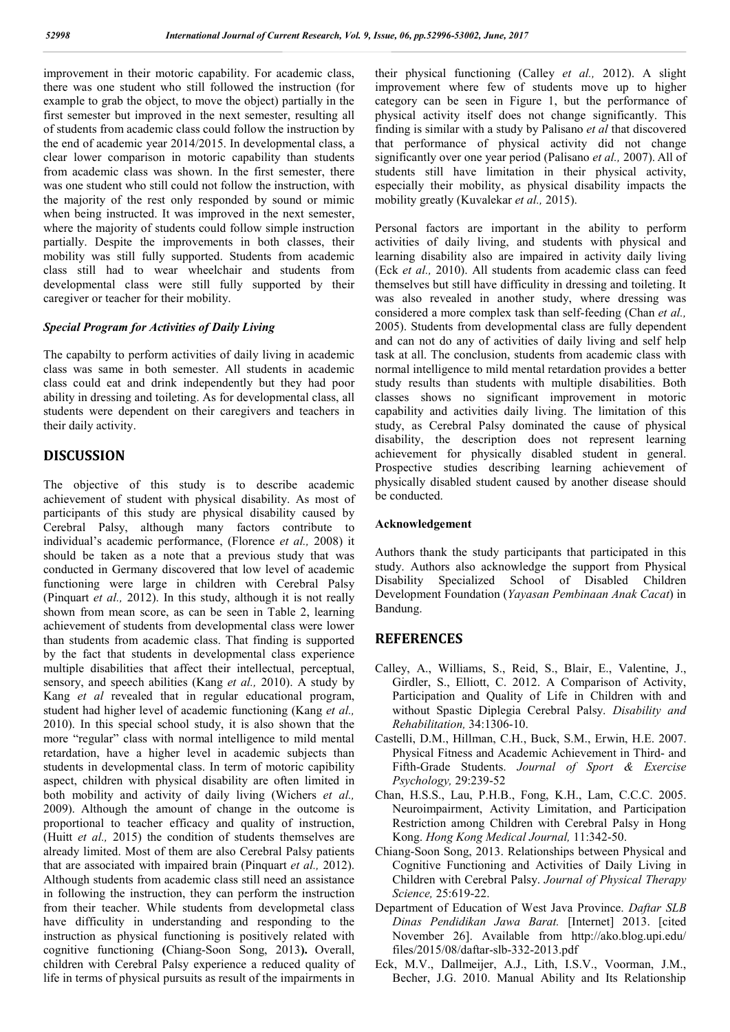improvement in their motoric capability. For academic class, there was one student who still followed the instruction (for example to grab the object, to move the object) partially in the first semester but improved in the next semester, resulting all of students from academic class could follow the instruction by the end of academic year 2014/2015. In developmental class, a clear lower comparison in motoric capability than students from academic class was shown. In the first semester, there was one student who still could not follow the instruction, with the majority of the rest only responded by sound or mimic when being instructed. It was improved in the next semester, where the majority of students could follow simple instruction partially. Despite the improvements in both classes, their mobility was still fully supported. Students from academic class still had to wear wheelchair and students from developmental class were still fully supported by their caregiver or teacher for their mobility.

### *Special Program for Activities of Daily Living*

The capabilty to perform activities of daily living in academic class was same in both semester. All students in academic class could eat and drink independently but they had poor ability in dressing and toileting. As for developmental class, all students were dependent on their caregivers and teachers in their daily activity.

## DISCUSSION

The objective of this study is to describe academic achievement of student with physical disability. As most of participants of this study are physical disability caused by Cerebral Palsy, although many factors contribute to individual's academic performance, (Florence *et al.,* 2008) it should be taken as a note that a previous study that was conducted in Germany discovered that low level of academic functioning were large in children with Cerebral Palsy (Pinquart *et al.,* 2012). In this study, although it is not really shown from mean score, as can be seen in Table 2, learning achievement of students from developmental class were lower than students from academic class. That finding is supported by the fact that students in developmental class experience multiple disabilities that affect their intellectual, perceptual, sensory, and speech abilities (Kang *et al.,* 2010). A study by Kang *et al* revealed that in regular educational program, student had higher level of academic functioning (Kang *et al.,* 2010). In this special school study, it is also shown that the more "regular" class with normal intelligence to mild mental retardation, have a higher level in academic subjects than students in developmental class. In term of motoric capibility aspect, children with physical disability are often limited in both mobility and activity of daily living (Wichers *et al.,* 2009). Although the amount of change in the outcome is proportional to teacher efficacy and quality of instruction, (Huitt *et al.,* 2015) the condition of students themselves are already limited. Most of them are also Cerebral Palsy patients that are associated with impaired brain (Pinquart *et al.,* 2012). Although students from academic class still need an assistance in following the instruction, they can perform the instruction from their teacher. While students from developmetal class have difficulty in understanding and responding to the instruction as physical functioning is positively related with cognitive functioning **(**Chiang-Soon Song, 2013**).** Overall, children with Cerebral Palsy experience a reduced quality of life in terms of physical pursuits as result of the impairments in their physical functioning (Calley *et al.,* 2012). A slight improvement where few of students move up to higher category can be seen in Figure 1, but the performance of physical activity itself does not change significantly. This finding is similar with a study by Palisano *et al* that discovered that performance of physical activity did not change significantly over one year period (Palisano *et al.,* 2007). All of students still have limitation in their physical activity, especially their mobility, as physical disability impacts the mobility greatly (Kuvalekar *et al.,* 2015).

Personal factors are important in the ability to perform activities of daily living, and students with physical and learning disability also are impaired in activity daily living (Eck *et al.,* 2010). All students from academic class can feed themselves but still have difficulity in dressing and toileting. It was also revealed in another study, where dressing was considered a more complex task than self-feeding (Chan *et al.,* 2005). Students from developmental class are fully dependent and can not do any of activities of daily living and self help task at all. The conclusion, students from academic class with normal intelligence to mild mental retardation provides a better study results than students with multiple disabilities. Both classes shows no significant improvement in motoric capability and activities daily living. The limitation of this study, as Cerebral Palsy dominated the cause of physical disability, the description does not represent learning achievement for physically disabled student in general. Prospective studies describing learning achievement of physically disabled student caused by another disease should be conducted.

### Acknowledgement

Authors thank the study participants that participated in this study. Authors also acknowledge the support from Physical Disability Specialized School of Disabled Children Development Foundation (*Yayasan Pembinaan Anak Cacat*) in Bandung.

## REFERENCES

- Calley, A., Williams, S., Reid, S., Blair, E., Valentine, J., Girdler, S., Elliott, C. 2012. A Comparison of Activity, Participation and Quality of Life in Children with and without Spastic Diplegia Cerebral Palsy. *Disability and Rehabilitation,* 34:1306-10.
- Castelli, D.M., Hillman, C.H., Buck, S.M., Erwin, H.E. 2007. Physical Fitness and Academic Achievement in Third- and Fifth-Grade Students. *Journal of Sport & Exercise Psychology,* 29:239-52
- Chan, H.S.S., Lau, P.H.B., Fong, K.H., Lam, C.C.C. 2005. Neuroimpairment, Activity Limitation, and Participation Restriction among Children with Cerebral Palsy in Hong Kong. *Hong Kong Medical Journal,* 11:342-50.
- Chiang-Soon Song, 2013. Relationships between Physical and Cognitive Functioning and Activities of Daily Living in Children with Cerebral Palsy. *Journal of Physical Therapy Science,* 25:619-22.
- Department of Education of West Java Province. *Daftar SLB Dinas Pendidikan Jawa Barat.* [Internet] 2013. [cited November 26]. Available from http://ako.blog.upi.edu/files/2015/08/daftar-slb-332-2013.pdf
- Eck, M.V., Dallmeijer, A.J., Lith, I.S.V., Voorman, J.M., Becher, J.G. 2010. Manual Ability and Its Relationship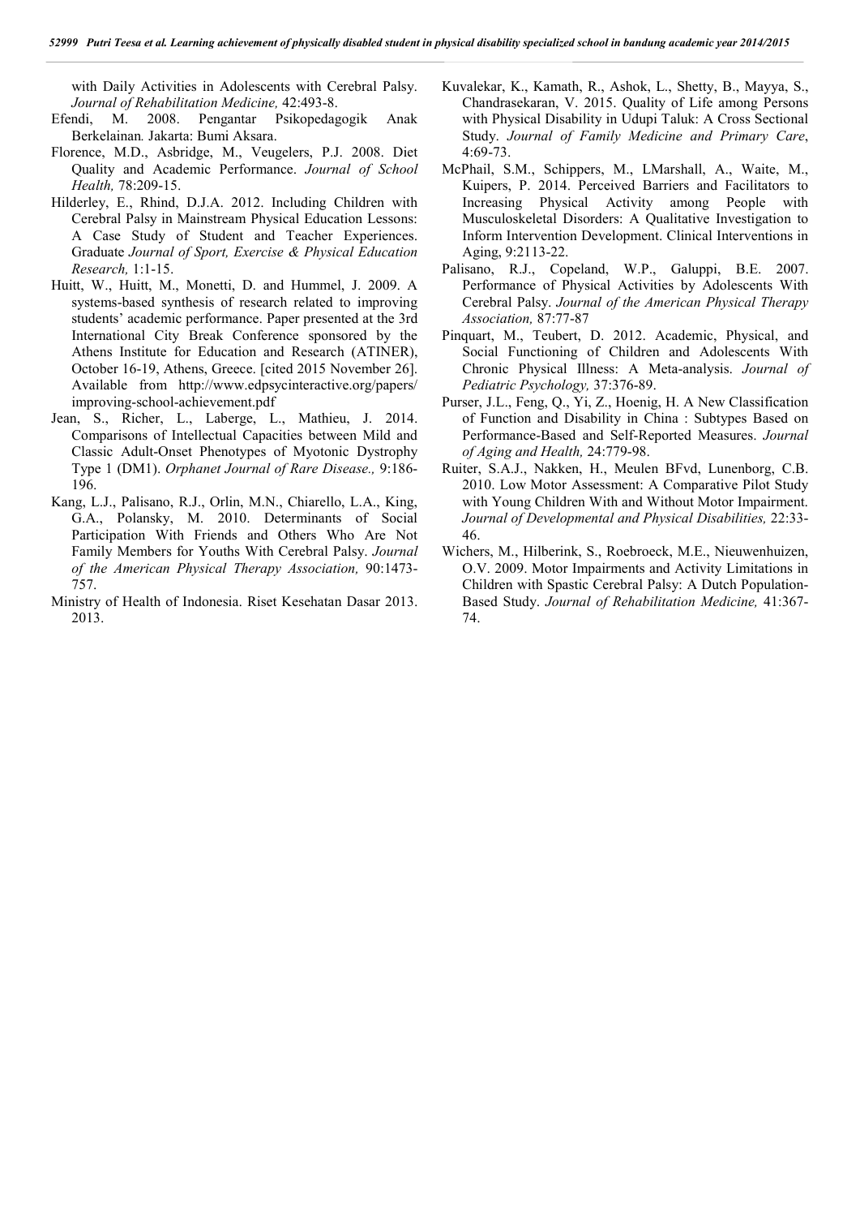with Daily Activities in Adolescents with Cerebral Palsy. *Journal of Rehabilitation Medicine,* 42:493-8.

Efendi, M. 2008. Pengantar Psikopedagogik Anak Berkelainan*.* Jakarta: Bumi Aksara.

Florence, M.D., Asbridge, M., Veugelers, P.J. 2008. Diet Quality and Academic Performance. *Journal of School Health,* 78:209-15.

Hilderley, E., Rhind, D.J.A. 2012. Including Children with Cerebral Palsy in Mainstream Physical Education Lessons: A Case Study of Student and Teacher Experiences. Graduate *Journal of Sport, Exercise & Physical Education Research,* 1:1-15.

Huitt, W., Huitt, M., Monetti, D. and Hummel, J. 2009. A systems-based synthesis of research related to improving students' academic performance. Paper presented at the 3rd International City Break Conference sponsored by the Athens Institute for Education and Research (ATINER), October 16-19, Athens, Greece. [cited 2015 November 26]. Available from http://www.edpsycinteractive.org/papers/improving-school-achievement.pdf

Jean, S., Richer, L., Laberge, L., Mathieu, J. 2014. Comparisons of Intellectual Capacities between Mild and Classic Adult-Onset Phenotypes of Myotonic Dystrophy Type 1 (DM1). *Orphanet Journal of Rare Disease.,* 9:186-196.

Kang, L.J., Palisano, R.J., Orlin, M.N., Chiarello, L.A., King, G.A., Polansky, M. 2010. Determinants of Social Participation With Friends and Others Who Are Not Family Members for Youths With Cerebral Palsy. *Journal of the American Physical Therapy Association,* 90:1473-757.

Ministry of Health of Indonesia. Riset Kesehatan Dasar 2013. 2013.

Kuvalekar, K., Kamath, R., Ashok, L., Shetty, B., Mayya, S., Chandrasekaran, V. 2015. Quality of Life among Persons with Physical Disability in Udupi Taluk: A Cross Sectional Study. *Journal of Family Medicine and Primary Care*, 4:69-73.

McPhail, S.M., Schippers, M., LMarshall, A., Waite, M., Kuipers, P. 2014. Perceived Barriers and Facilitators to Increasing Physical Activity among People with Musculoskeletal Disorders: A Qualitative Investigation to Inform Intervention Development. Clinical Interventions in Aging, 9:2113-22.

Palisano, R.J., Copeland, W.P., Galuppi, B.E. 2007. Performance of Physical Activities by Adolescents With Cerebral Palsy. *Journal of the American Physical Therapy Association,* 87:77-87

Pinquart, M., Teubert, D. 2012. Academic, Physical, and Social Functioning of Children and Adolescents With Chronic Physical Illness: A Meta-analysis. *Journal of Pediatric Psychology,* 37:376-89.

Purser, J.L., Feng, Q., Yi, Z., Hoenig, H. A New Classification of Function and Disability in China : Subtypes Based on Performance-Based and Self-Reported Measures. *Journal of Aging and Health,* 24:779-98.

Ruiter, S.A.J., Nakken, H., Meulen BFvd, Lunenborg, C.B. 2010. Low Motor Assessment: A Comparative Pilot Study with Young Children With and Without Motor Impairment. *Journal of Developmental and Physical Disabilities,* 22:33-46.

Wichers, M., Hilberink, S., Roebroeck, M.E., Nieuwenhuizen, O.V. 2009. Motor Impairments and Activity Limitations in Children with Spastic Cerebral Palsy: A Dutch Population-Based Study. *Journal of Rehabilitation Medicine,* 41:367-74.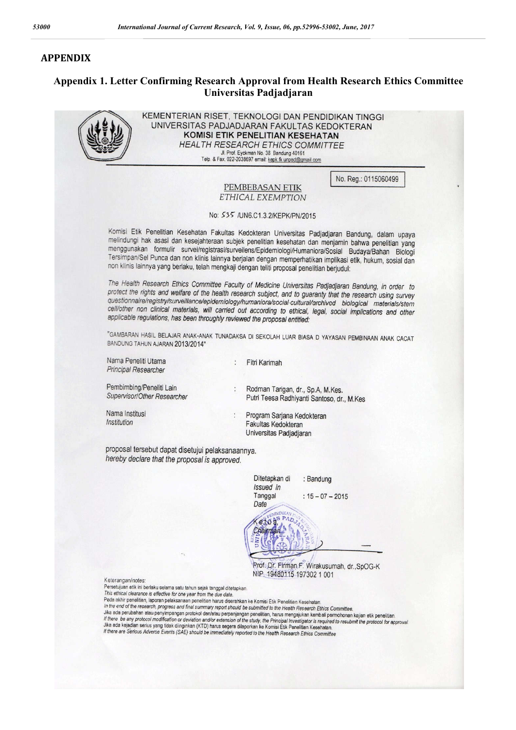# APPENDIX

## Appendix 1. Letter Confirming Research Approval from Health Research Ethics Committee Universitas Padjadjaran

KEMENTERIAN RISET, TEKNOLOGI DAN PENDIDIKAN TINGGI
UNIVERSITAS PADJADJARAN FAKULTAS KEDOKTERAN
**KOMISI ETIK PENELITIAN KESEHATAN**
*HEALTH RESEARCH ETHICS COMMITTEE*
Jl. Prof. Eyckman No. 38 Bandung 40161
Telp. & Fax. 022-2038697 email: kepk.fk.unpad@gmail.com

No. Reg.: 0115060499

PEMBEBASAN ETIK
*ETHICAL EXEMPTION*

No: 535 /UN6.C1.3.2/KEPK/PN/2015

Komisi Etik Penelitian Kesehatan Fakultas Kedokteran Universitas Padjadjaran Bandung, dalam upaya melindungi hak asasi dan kesejahteraan subjek penelitian kesehatan dan menjamin bahwa penelitian yang menggunakan formulir survei/registrasi/surveilens/Epidemiologi/Humaniora/Sosial Budaya/Bahan Biologi Tersimpan/Sel Punca dan non klinis lainnya berjalan dengan memperhatikan implikasi etik, hukum, sosial dan non klinis lainnya yang berlaku, telah mengkaji dengan teliti proposal penelitian berjudul:

*The Health Research Ethics Committee Faculty of Medicine Universitas Padjadjaran Bandung, in order to protect the rights and welfare of the health research subject, and to guaranty that the research using survey questionnaire/registry/surveillance/epidemiology/humaniora/social-cultural/archived biological materials/stem cell/other non clinical materials, will carried out according to ethical, legal, social implications and other applicable regulations, has been throughly reviewed the proposal entitled:*

"GAMBARAN HASIL BELAJAR ANAK-ANAK TUNADAKSA DI SEKOLAH LUAR BIASA D YAYASAN PEMBINAAN ANAK CACAT BANDUNG TAHUN AJARAN 2013/2014"

| | | |
|---|---|---|
| Nama Peneliti Utama *Principal Researcher* | : | Fitri Karimah |
| Pembimbing/Peneliti Lain *Supervisor/Other Researcher* | : | Rodman Tarigan, dr., Sp.A, M.Kes. Putri Teesa Radhiyanti Santoso, dr., M.Kes |
| Nama Institusi *Institution* | : | Program Sarjana Kedokteran Fakultas Kedokteran Universitas Padjadjaran |

proposal tersebut dapat disetujui pelaksanaannya.
*hereby declare that the proposal is approved.*

Ditetapkan di *Issued in* : Bandung
Tanggal *Date* : 15 – 07 – 2015

Ketua,
*Chairman*

Prof. Dr. Firman F. Wirakusumah, dr.,SpOG-K
NIP. 19480115 197302 1 001

Keterangan/*notes:*
Persetujuan etik ini berlaku selama satu tahun sejak tanggal ditetapkan.
*This ethical clearance is effective for one year from the due date.*
Pada akhir penelitian, laporan pelaksanaan penelitian harus diserahkan ke Komisi Etik Penelitian Kesehatan.
*In the end of the research, progress and final summary report should be submitted to the Health Research Ethics Committee.*
Jika ada perubahan atau penyimpangan protokol dan/atau perpanjangan penelitian, harus mengajukan kembali permohonan kajian etik penelitian.
*If there be any protocol modification or deviation and/or extension of the study, the Principal Investigator is required to resubmit the protocol for approval.*
Jika ada kejadian serius yang tidak diinginkan (KTD) harus segera dilaporkan ke Komisi Etik Penelitian Kesehatan.
*If there are Serious Adverse Events (SAE) should be immediately reported to the Health Research Ethics Committee*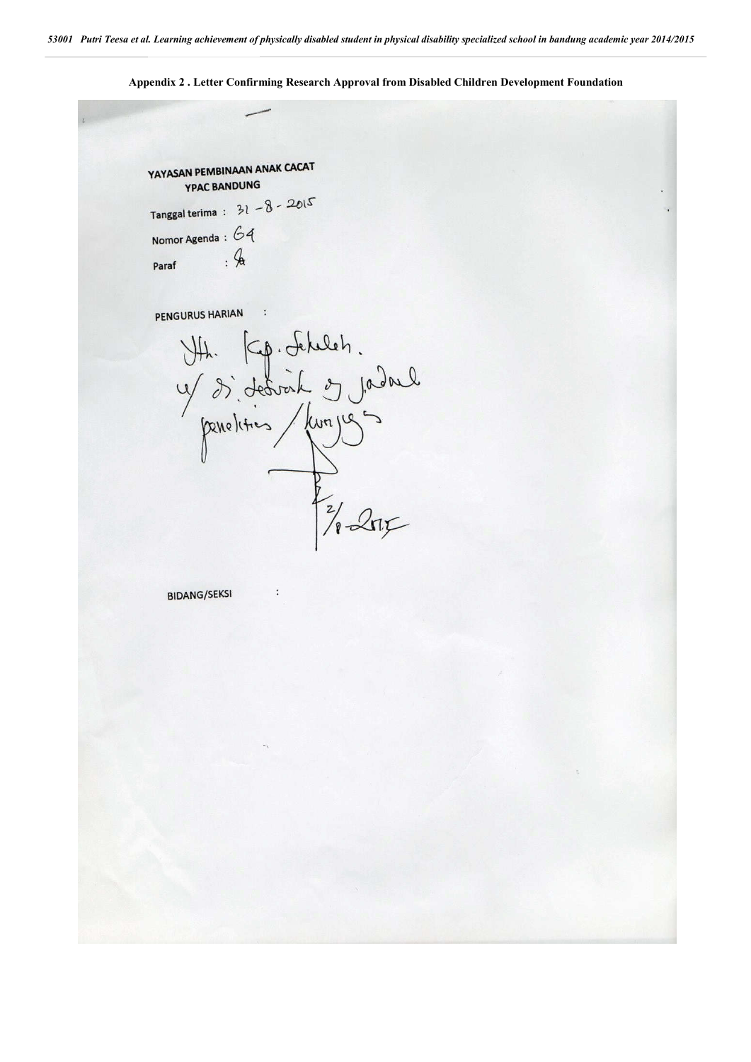**Appendix 2 . Letter Confirming Research Approval from Disabled Children Development Foundation**

**YAYASAN PEMBINAAN ANAK CACAT**
**YPAC BANDUNG**

Tanggal terima : 31 - 8 - 2015

Nomor Agenda : 64

Paraf :

PENGURUS HARIAN :

Yth. Kep. Sekolah.
u/ di sesuaik dg jadual
penelitian / kunjungan

2/9-2015

BIDANG/SEKSI :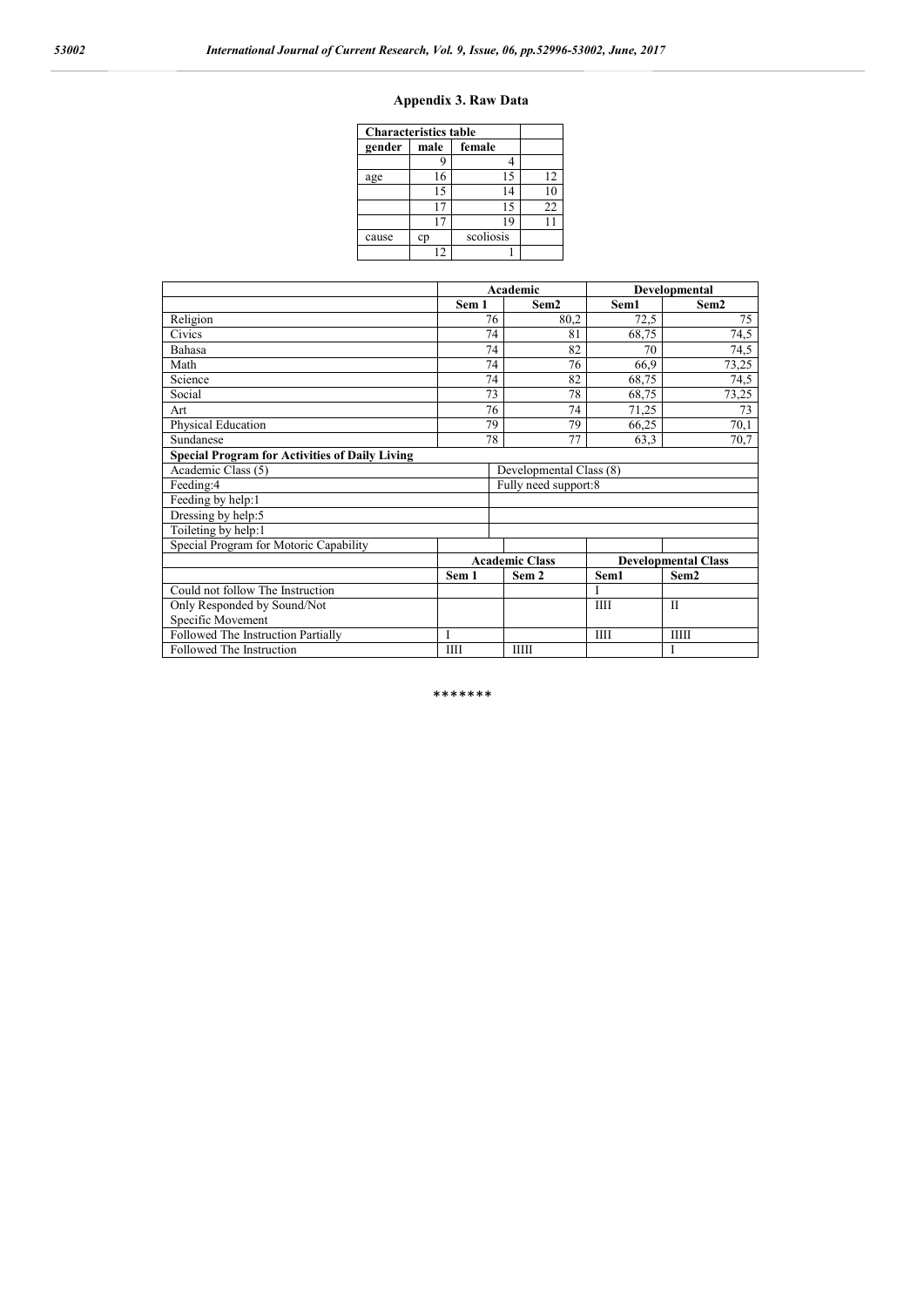## Appendix 3. Raw Data

| Characteristics table | | | |
|---|---|---|---|
| gender | male | female | |
| | 9 | 4 | |
| age | 16 | 15 | 12 |
| | 15 | 14 | 10 |
| | 17 | 15 | 22 |
| | 17 | 19 | 11 |
| cause | cp | scoliosis | |
| | 12 | 1 | |

| | Academic | | Developmental | |
|---|---|---|---|---|
| | Sem 1 | Sem2 | Sem1 | Sem2 |
| Religion | 76 | 80,2 | 72,5 | 75 |
| Civics | 74 | 81 | 68,75 | 74,5 |
| Bahasa | 74 | 82 | 70 | 74,5 |
| Math | 74 | 76 | 66,9 | 73,25 |
| Science | 74 | 82 | 68,75 | 74,5 |
| Social | 73 | 78 | 68,75 | 73,25 |
| Art | 76 | 74 | 71,25 | 73 |
| Physical Education | 79 | 79 | 66,25 | 70,1 |
| Sundanese | 78 | 77 | 63,3 | 70,7 |
| **Special Program for Activities of Daily Living** | | | | |
| Academic Class (5) | | Developmental Class (8) | | |
| Feeding:4 | | Fully need support:8 | | |
| Feeding by help:1 | | | | |
| Dressing by help:5 | | | | |
| Toileting by help:1 | | | | |
| Special Program for Motoric Capability | | | | |
| | **Academic Class** | | **Developmental Class** | |
| | Sem 1 | Sem 2 | Sem1 | Sem2 |
| Could not follow The Instruction | | | I | |
| Only Responded by Sound/Not Specific Movement | | | IIII | II |
| Followed The Instruction Partially | I | | IIII | IIIII |
| Followed The Instruction | IIII | IIIII | | I |

*******